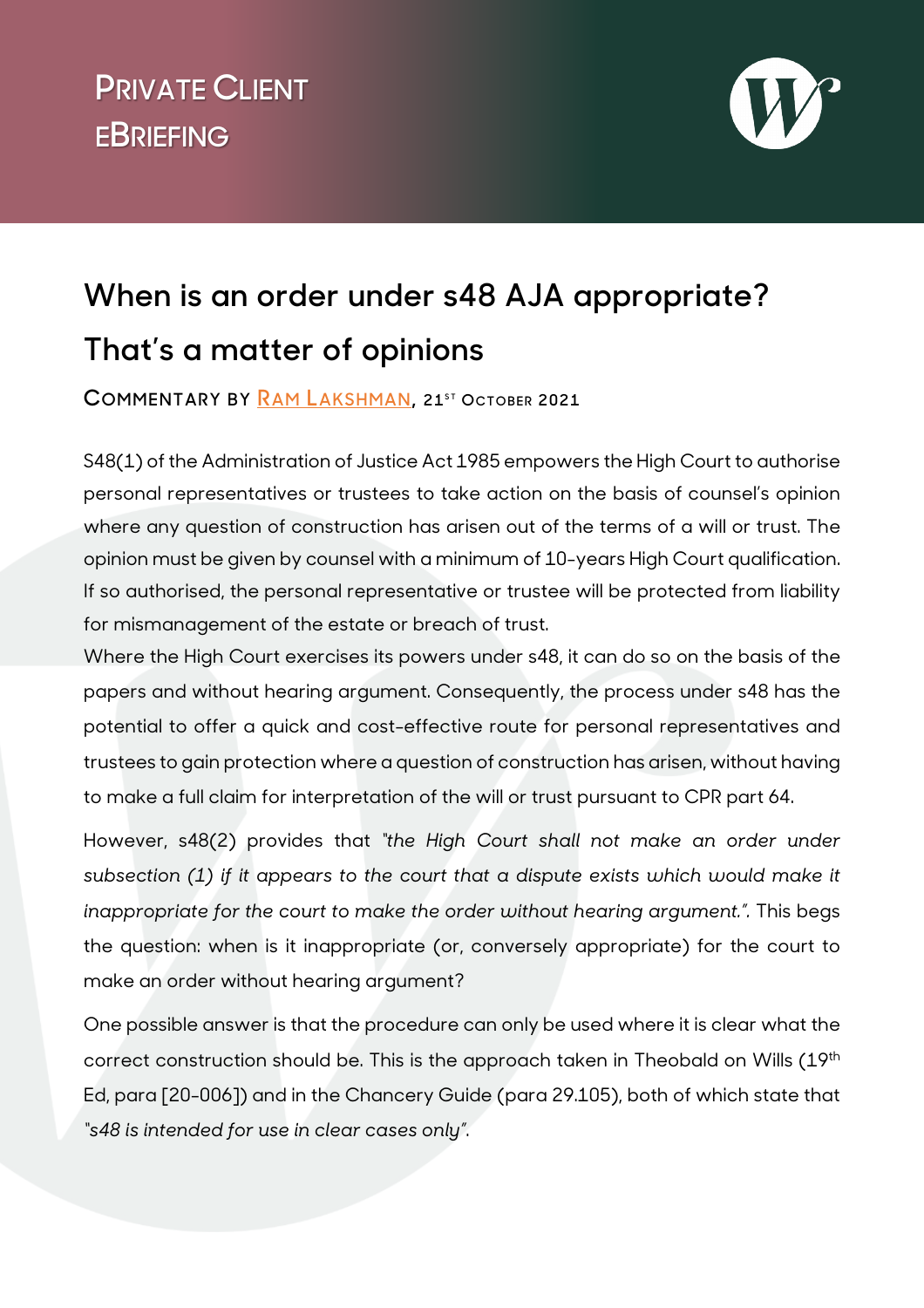PRIVATE CLIENT
EBRIEFING

# When is an order under s48 AJA appropriate? That's a matter of opinions

COMMENTARY BY [RAM LAKSHMAN], 21ST OCTOBER 2021

S48(1) of the Administration of Justice Act 1985 empowers the High Court to authorise personal representatives or trustees to take action on the basis of counsel's opinion where any question of construction has arisen out of the terms of a will or trust. The opinion must be given by counsel with a minimum of 10-years High Court qualification. If so authorised, the personal representative or trustee will be protected from liability for mismanagement of the estate or breach of trust.

Where the High Court exercises its powers under s48, it can do so on the basis of the papers and without hearing argument. Consequently, the process under s48 has the potential to offer a quick and cost-effective route for personal representatives and trustees to gain protection where a question of construction has arisen, without having to make a full claim for interpretation of the will or trust pursuant to CPR part 64.

However, s48(2) provides that *"the High Court shall not make an order under subsection (1) if it appears to the court that a dispute exists which would make it inappropriate for the court to make the order without hearing argument."*. This begs the question: when is it inappropriate (or, conversely appropriate) for the court to make an order without hearing argument?

One possible answer is that the procedure can only be used where it is clear what the correct construction should be. This is the approach taken in Theobald on Wills (19th Ed, para [20-006]) and in the Chancery Guide (para 29.105), both of which state that *"s48 is intended for use in clear cases only"*.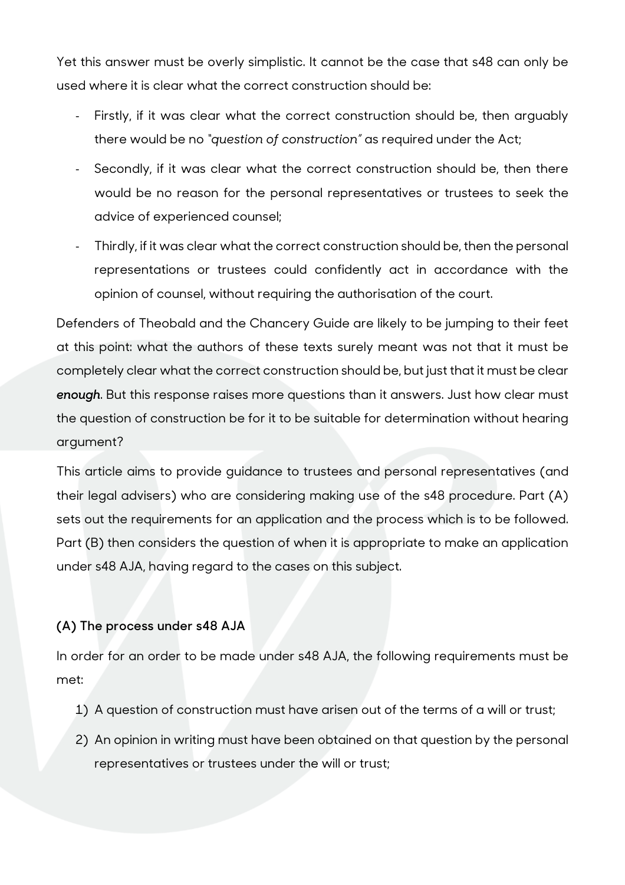Yet this answer must be overly simplistic. It cannot be the case that s48 can only be used where it is clear what the correct construction should be:

- Firstly, if it was clear what the correct construction should be, then arguably there would be no *"question of construction"* as required under the Act;
- Secondly, if it was clear what the correct construction should be, then there would be no reason for the personal representatives or trustees to seek the advice of experienced counsel;
- Thirdly, if it was clear what the correct construction should be, then the personal representations or trustees could confidently act in accordance with the opinion of counsel, without requiring the authorisation of the court.

Defenders of Theobald and the Chancery Guide are likely to be jumping to their feet at this point: what the authors of these texts surely meant was not that it must be completely clear what the correct construction should be, but just that it must be clear ***enough***. But this response raises more questions than it answers. Just how clear must the question of construction be for it to be suitable for determination without hearing argument?

This article aims to provide guidance to trustees and personal representatives (and their legal advisers) who are considering making use of the s48 procedure. Part (A) sets out the requirements for an application and the process which is to be followed. Part (B) then considers the question of when it is appropriate to make an application under s48 AJA, having regard to the cases on this subject.

### (A) The process under s48 AJA

In order for an order to be made under s48 AJA, the following requirements must be met:

1) A question of construction must have arisen out of the terms of a will or trust;
2) An opinion in writing must have been obtained on that question by the personal representatives or trustees under the will or trust;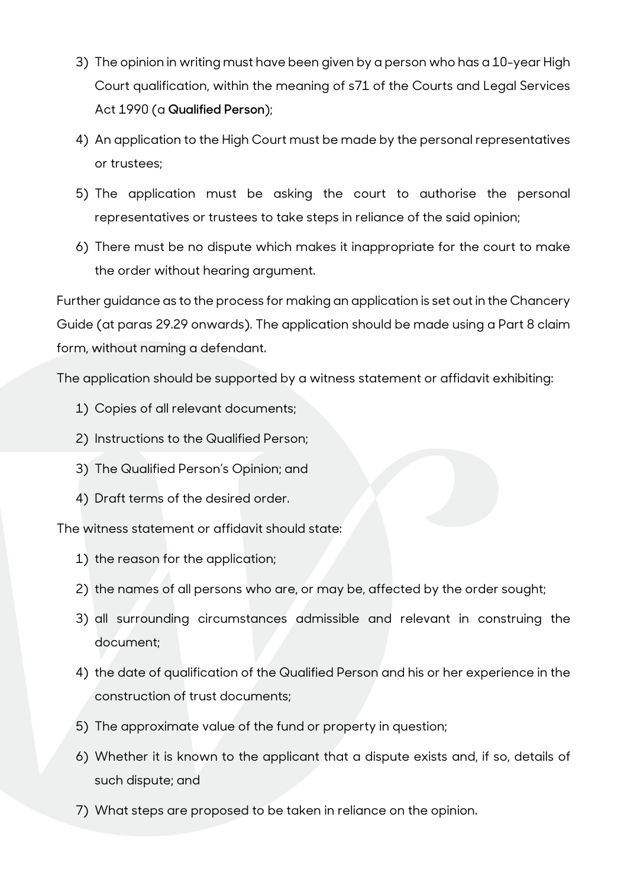3) The opinion in writing must have been given by a person who has a 10-year High Court qualification, within the meaning of s71 of the Courts and Legal Services Act 1990 (a **Qualified Person**);
4) An application to the High Court must be made by the personal representatives or trustees;
5) The application must be asking the court to authorise the personal representatives or trustees to take steps in reliance of the said opinion;
6) There must be no dispute which makes it inappropriate for the court to make the order without hearing argument.

Further guidance as to the process for making an application is set out in the Chancery Guide (at paras 29.29 onwards). The application should be made using a Part 8 claim form, without naming a defendant.

The application should be supported by a witness statement or affidavit exhibiting:

1) Copies of all relevant documents;
2) Instructions to the Qualified Person;
3) The Qualified Person's Opinion; and
4) Draft terms of the desired order.

The witness statement or affidavit should state:

1) the reason for the application;
2) the names of all persons who are, or may be, affected by the order sought;
3) all surrounding circumstances admissible and relevant in construing the document;
4) the date of qualification of the Qualified Person and his or her experience in the construction of trust documents;
5) The approximate value of the fund or property in question;
6) Whether it is known to the applicant that a dispute exists and, if so, details of such dispute; and
7) What steps are proposed to be taken in reliance on the opinion.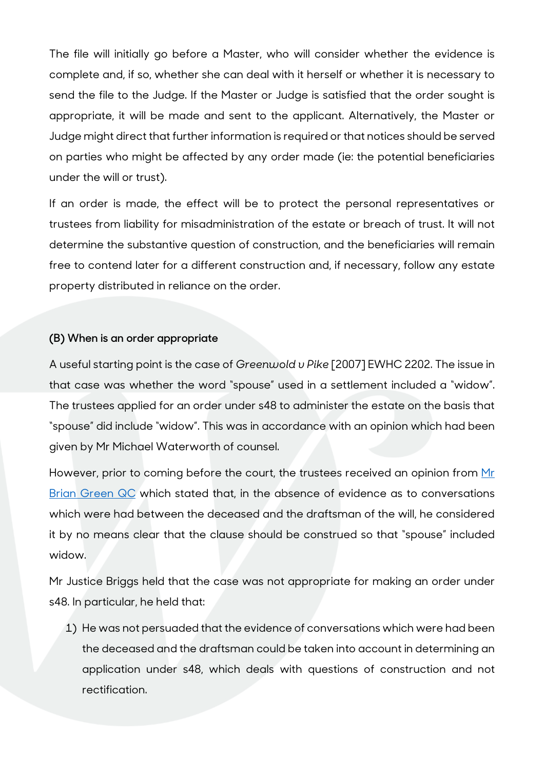The file will initially go before a Master, who will consider whether the evidence is complete and, if so, whether she can deal with it herself or whether it is necessary to send the file to the Judge. If the Master or Judge is satisfied that the order sought is appropriate, it will be made and sent to the applicant. Alternatively, the Master or Judge might direct that further information is required or that notices should be served on parties who might be affected by any order made (ie: the potential beneficiaries under the will or trust).

If an order is made, the effect will be to protect the personal representatives or trustees from liability for misadministration of the estate or breach of trust. It will not determine the substantive question of construction, and the beneficiaries will remain free to contend later for a different construction and, if necessary, follow any estate property distributed in reliance on the order.

#### (B) When is an order appropriate

A useful starting point is the case of *Greenwold v Pike* [2007] EWHC 2202. The issue in that case was whether the word "spouse" used in a settlement included a "widow". The trustees applied for an order under s48 to administer the estate on the basis that "spouse" did include "widow". This was in accordance with an opinion which had been given by Mr Michael Waterworth of counsel.

However, prior to coming before the court, the trustees received an opinion from Mr Brian Green QC which stated that, in the absence of evidence as to conversations which were had between the deceased and the draftsman of the will, he considered it by no means clear that the clause should be construed so that "spouse" included widow.

Mr Justice Briggs held that the case was not appropriate for making an order under s48. In particular, he held that:

1) He was not persuaded that the evidence of conversations which were had been the deceased and the draftsman could be taken into account in determining an application under s48, which deals with questions of construction and not rectification.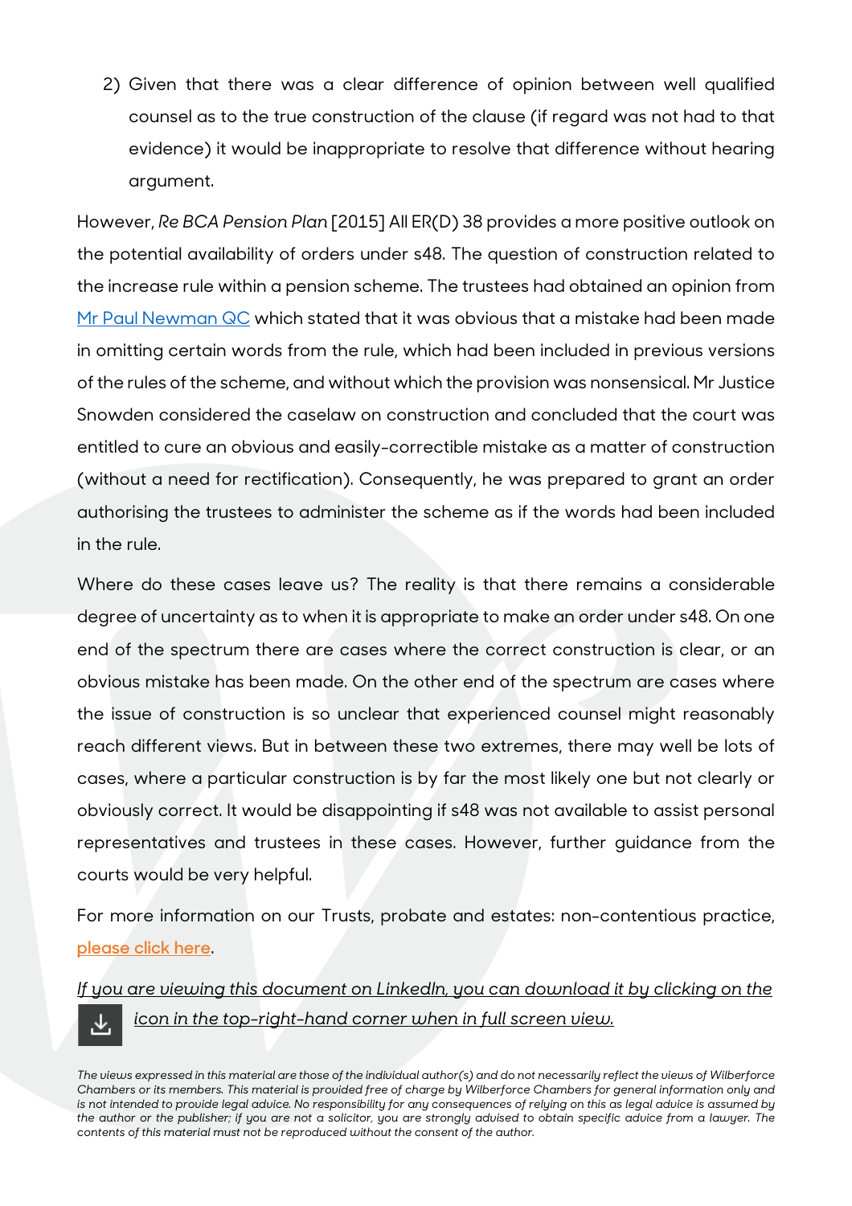2) Given that there was a clear difference of opinion between well qualified counsel as to the true construction of the clause (if regard was not had to that evidence) it would be inappropriate to resolve that difference without hearing argument.

However, *Re BCA Pension Plan* [2015] All ER(D) 38 provides a more positive outlook on the potential availability of orders under s48. The question of construction related to the increase rule within a pension scheme. The trustees had obtained an opinion from Mr Paul Newman QC which stated that it was obvious that a mistake had been made in omitting certain words from the rule, which had been included in previous versions of the rules of the scheme, and without which the provision was nonsensical. Mr Justice Snowden considered the caselaw on construction and concluded that the court was entitled to cure an obvious and easily-correctible mistake as a matter of construction (without a need for rectification). Consequently, he was prepared to grant an order authorising the trustees to administer the scheme as if the words had been included in the rule.

Where do these cases leave us? The reality is that there remains a considerable degree of uncertainty as to when it is appropriate to make an order under s48. On one end of the spectrum there are cases where the correct construction is clear, or an obvious mistake has been made. On the other end of the spectrum are cases where the issue of construction is so unclear that experienced counsel might reasonably reach different views. But in between these two extremes, there may well be lots of cases, where a particular construction is by far the most likely one but not clearly or obviously correct. It would be disappointing if s48 was not available to assist personal representatives and trustees in these cases. However, further guidance from the courts would be very helpful.

For more information on our Trusts, probate and estates: non-contentious practice, please click here.

*If you are viewing this document on LinkedIn, you can download it by clicking on the icon in the top-right-hand corner when in full screen view.*

*The views expressed in this material are those of the individual author(s) and do not necessarily reflect the views of Wilberforce Chambers or its members. This material is provided free of charge by Wilberforce Chambers for general information only and is not intended to provide legal advice. No responsibility for any consequences of relying on this as legal advice is assumed by the author or the publisher; if you are not a solicitor, you are strongly advised to obtain specific advice from a lawyer. The contents of this material must not be reproduced without the consent of the author.*